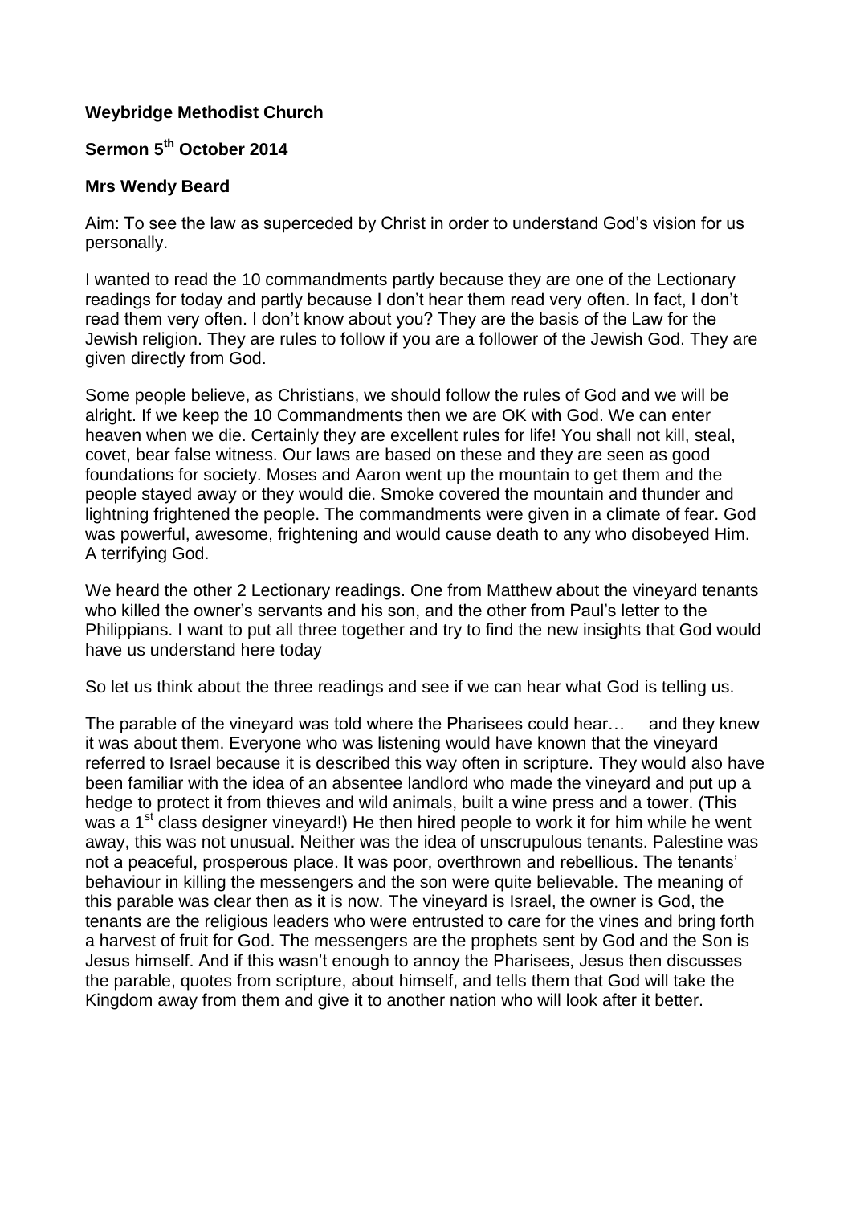**Weybridge Methodist Church**

**Sermon 5th October 2014**

**Mrs Wendy Beard**

Aim: To see the law as superceded by Christ in order to understand God's vision for us personally.

I wanted to read the 10 commandments partly because they are one of the Lectionary readings for today and partly because I don't hear them read very often. In fact, I don't read them very often. I don't know about you? They are the basis of the Law for the Jewish religion. They are rules to follow if you are a follower of the Jewish God. They are given directly from God.

Some people believe, as Christians, we should follow the rules of God and we will be alright. If we keep the 10 Commandments then we are OK with God. We can enter heaven when we die. Certainly they are excellent rules for life! You shall not kill, steal, covet, bear false witness. Our laws are based on these and they are seen as good foundations for society. Moses and Aaron went up the mountain to get them and the people stayed away or they would die. Smoke covered the mountain and thunder and lightning frightened the people. The commandments were given in a climate of fear. God was powerful, awesome, frightening and would cause death to any who disobeyed Him. A terrifying God.

We heard the other 2 Lectionary readings. One from Matthew about the vineyard tenants who killed the owner's servants and his son, and the other from Paul's letter to the Philippians. I want to put all three together and try to find the new insights that God would have us understand here today

So let us think about the three readings and see if we can hear what God is telling us.

The parable of the vineyard was told where the Pharisees could hear… and they knew it was about them. Everyone who was listening would have known that the vineyard referred to Israel because it is described this way often in scripture. They would also have been familiar with the idea of an absentee landlord who made the vineyard and put up a hedge to protect it from thieves and wild animals, built a wine press and a tower. (This was a 1st class designer vineyard!) He then hired people to work it for him while he went away, this was not unusual. Neither was the idea of unscrupulous tenants. Palestine was not a peaceful, prosperous place. It was poor, overthrown and rebellious. The tenants' behaviour in killing the messengers and the son were quite believable. The meaning of this parable was clear then as it is now. The vineyard is Israel, the owner is God, the tenants are the religious leaders who were entrusted to care for the vines and bring forth a harvest of fruit for God. The messengers are the prophets sent by God and the Son is Jesus himself. And if this wasn't enough to annoy the Pharisees, Jesus then discusses the parable, quotes from scripture, about himself, and tells them that God will take the Kingdom away from them and give it to another nation who will look after it better.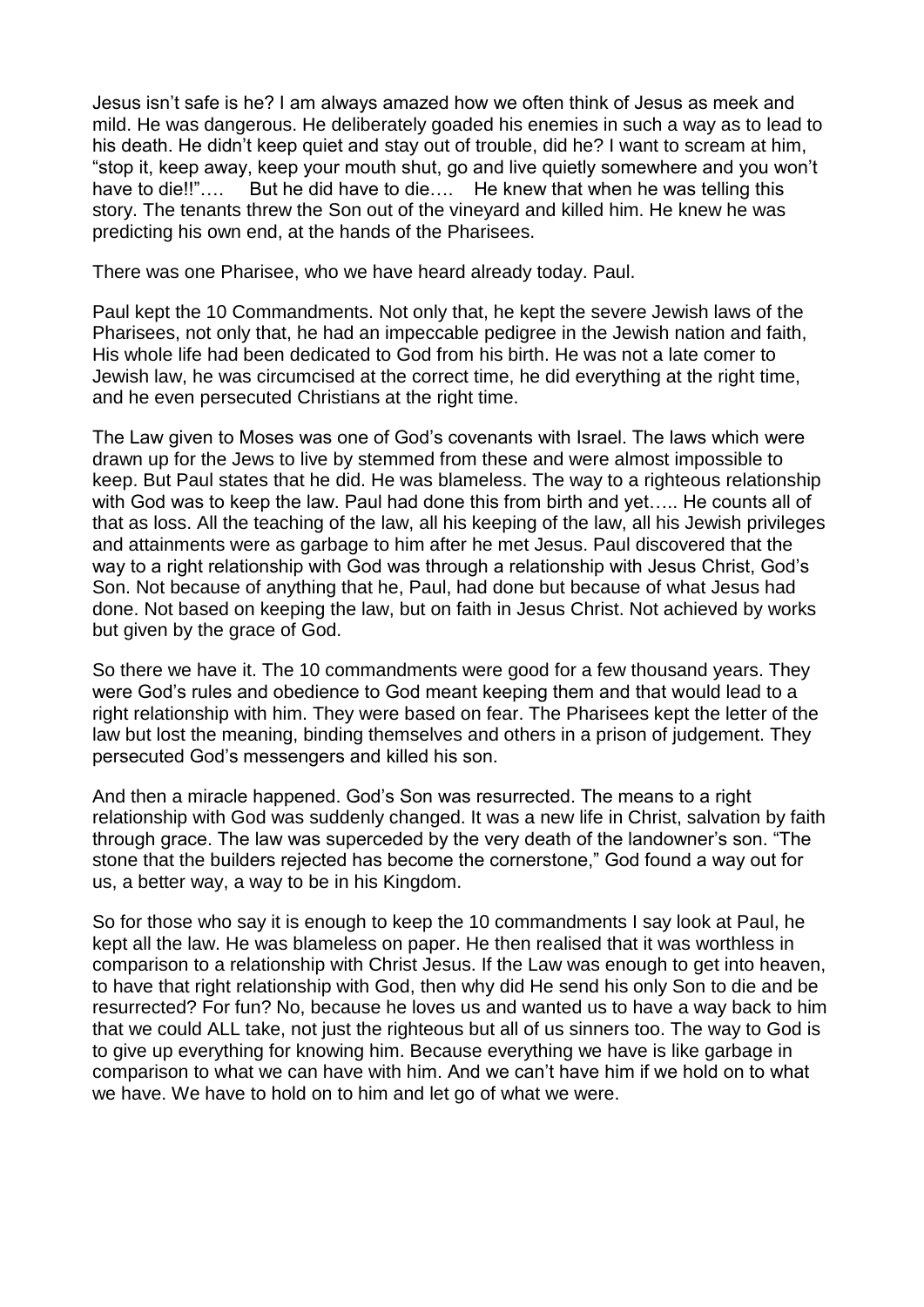Jesus isn't safe is he? I am always amazed how we often think of Jesus as meek and mild. He was dangerous. He deliberately goaded his enemies in such a way as to lead to his death. He didn't keep quiet and stay out of trouble, did he? I want to scream at him, "stop it, keep away, keep your mouth shut, go and live quietly somewhere and you won't have to die!!"…. But he did have to die…. He knew that when he was telling this story. The tenants threw the Son out of the vineyard and killed him. He knew he was predicting his own end, at the hands of the Pharisees.

There was one Pharisee, who we have heard already today. Paul.

Paul kept the 10 Commandments. Not only that, he kept the severe Jewish laws of the Pharisees, not only that, he had an impeccable pedigree in the Jewish nation and faith, His whole life had been dedicated to God from his birth. He was not a late comer to Jewish law, he was circumcised at the correct time, he did everything at the right time, and he even persecuted Christians at the right time.

The Law given to Moses was one of God's covenants with Israel. The laws which were drawn up for the Jews to live by stemmed from these and were almost impossible to keep. But Paul states that he did. He was blameless. The way to a righteous relationship with God was to keep the law. Paul had done this from birth and yet….. He counts all of that as loss. All the teaching of the law, all his keeping of the law, all his Jewish privileges and attainments were as garbage to him after he met Jesus. Paul discovered that the way to a right relationship with God was through a relationship with Jesus Christ, God's Son. Not because of anything that he, Paul, had done but because of what Jesus had done. Not based on keeping the law, but on faith in Jesus Christ. Not achieved by works but given by the grace of God.

So there we have it. The 10 commandments were good for a few thousand years. They were God's rules and obedience to God meant keeping them and that would lead to a right relationship with him. They were based on fear. The Pharisees kept the letter of the law but lost the meaning, binding themselves and others in a prison of judgement. They persecuted God's messengers and killed his son.

And then a miracle happened. God's Son was resurrected. The means to a right relationship with God was suddenly changed. It was a new life in Christ, salvation by faith through grace. The law was superceded by the very death of the landowner's son. "The stone that the builders rejected has become the cornerstone," God found a way out for us, a better way, a way to be in his Kingdom.

So for those who say it is enough to keep the 10 commandments I say look at Paul, he kept all the law. He was blameless on paper. He then realised that it was worthless in comparison to a relationship with Christ Jesus. If the Law was enough to get into heaven, to have that right relationship with God, then why did He send his only Son to die and be resurrected? For fun? No, because he loves us and wanted us to have a way back to him that we could ALL take, not just the righteous but all of us sinners too. The way to God is to give up everything for knowing him. Because everything we have is like garbage in comparison to what we can have with him. And we can't have him if we hold on to what we have. We have to hold on to him and let go of what we were.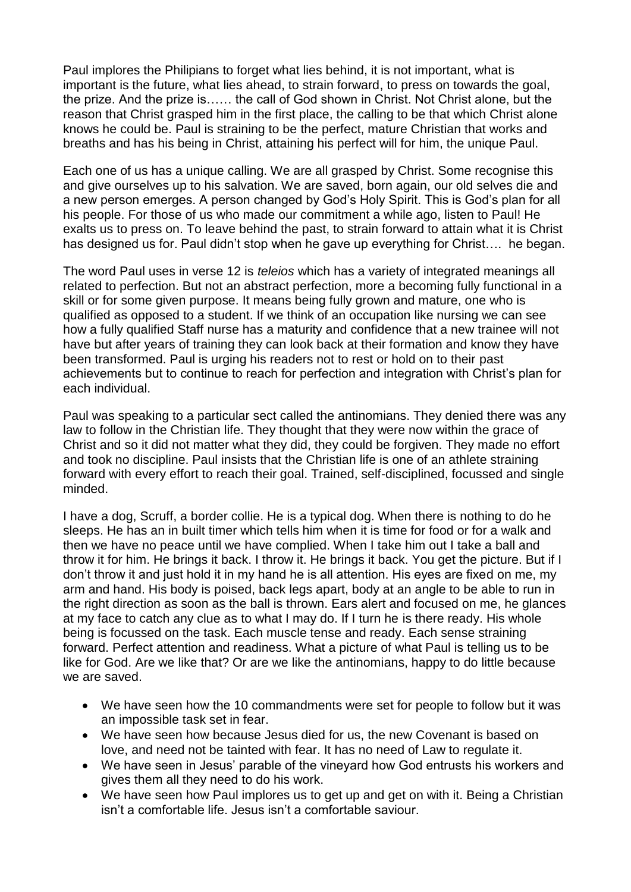Paul implores the Philipians to forget what lies behind, it is not important, what is important is the future, what lies ahead, to strain forward, to press on towards the goal, the prize. And the prize is…… the call of God shown in Christ. Not Christ alone, but the reason that Christ grasped him in the first place, the calling to be that which Christ alone knows he could be. Paul is straining to be the perfect, mature Christian that works and breaths and has his being in Christ, attaining his perfect will for him, the unique Paul.

Each one of us has a unique calling. We are all grasped by Christ. Some recognise this and give ourselves up to his salvation. We are saved, born again, our old selves die and a new person emerges. A person changed by God's Holy Spirit. This is God's plan for all his people. For those of us who made our commitment a while ago, listen to Paul! He exalts us to press on. To leave behind the past, to strain forward to attain what it is Christ has designed us for. Paul didn't stop when he gave up everything for Christ…. he began.

The word Paul uses in verse 12 is *teleios* which has a variety of integrated meanings all related to perfection. But not an abstract perfection, more a becoming fully functional in a skill or for some given purpose. It means being fully grown and mature, one who is qualified as opposed to a student. If we think of an occupation like nursing we can see how a fully qualified Staff nurse has a maturity and confidence that a new trainee will not have but after years of training they can look back at their formation and know they have been transformed. Paul is urging his readers not to rest or hold on to their past achievements but to continue to reach for perfection and integration with Christ's plan for each individual.

Paul was speaking to a particular sect called the antinomians. They denied there was any law to follow in the Christian life. They thought that they were now within the grace of Christ and so it did not matter what they did, they could be forgiven. They made no effort and took no discipline. Paul insists that the Christian life is one of an athlete straining forward with every effort to reach their goal. Trained, self-disciplined, focussed and single minded.

I have a dog, Scruff, a border collie. He is a typical dog. When there is nothing to do he sleeps. He has an in built timer which tells him when it is time for food or for a walk and then we have no peace until we have complied. When I take him out I take a ball and throw it for him. He brings it back. I throw it. He brings it back. You get the picture. But if I don't throw it and just hold it in my hand he is all attention. His eyes are fixed on me, my arm and hand. His body is poised, back legs apart, body at an angle to be able to run in the right direction as soon as the ball is thrown. Ears alert and focused on me, he glances at my face to catch any clue as to what I may do. If I turn he is there ready. His whole being is focussed on the task. Each muscle tense and ready. Each sense straining forward. Perfect attention and readiness. What a picture of what Paul is telling us to be like for God. Are we like that? Or are we like the antinomians, happy to do little because we are saved.

- We have seen how the 10 commandments were set for people to follow but it was an impossible task set in fear.
- We have seen how because Jesus died for us, the new Covenant is based on love, and need not be tainted with fear. It has no need of Law to regulate it.
- We have seen in Jesus' parable of the vineyard how God entrusts his workers and gives them all they need to do his work.
- We have seen how Paul implores us to get up and get on with it. Being a Christian isn't a comfortable life. Jesus isn't a comfortable saviour.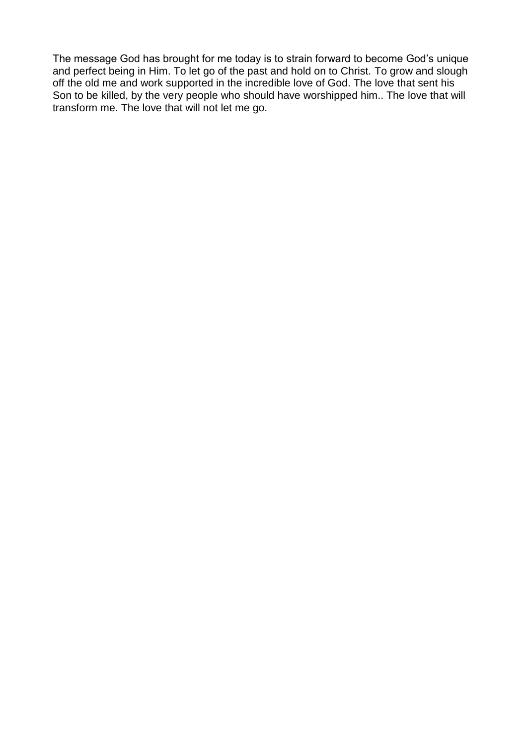The message God has brought for me today is to strain forward to become God's unique and perfect being in Him. To let go of the past and hold on to Christ. To grow and slough off the old me and work supported in the incredible love of God. The love that sent his Son to be killed, by the very people who should have worshipped him.. The love that will transform me. The love that will not let me go.